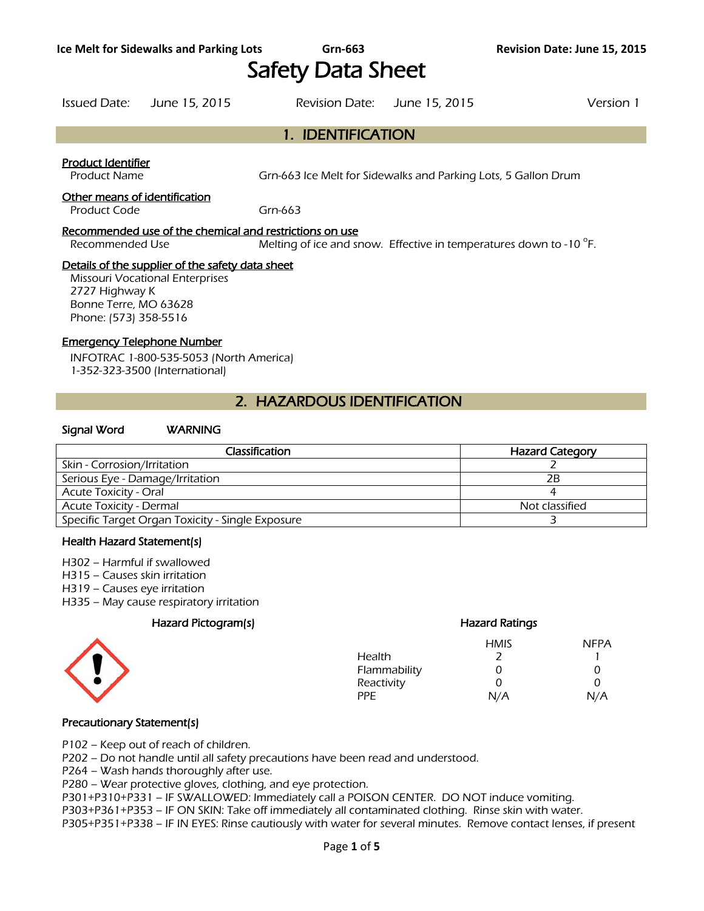# Safety Data Sheet

Issued Date: June 15, 2015    Revision Date: June 15, 2015    Version 1

## 1. IDENTIFICATION

**Product Identifier**

Product Name    Grn-663 Ice Melt for Sidewalks and Parking Lots, 5 Gallon Drum

**Other means of identification**

Product Code    Grn-663

**Recommended use of the chemical and restrictions on use**

Recommended Use    Melting of ice and snow. Effective in temperatures down to -10 °F.

**Details of the supplier of the safety data sheet**

Missouri Vocational Enterprises
2727 Highway K
Bonne Terre, MO 63628
Phone: (573) 358-5516

**Emergency Telephone Number**

INFOTRAC 1-800-535-5053 (North America)
1-352-323-3500 (International)

## 2. HAZARDOUS IDENTIFICATION

**Signal Word**    WARNING

| Classification | Hazard Category |
|---|---|
| Skin - Corrosion/Irritation | 2 |
| Serious Eye - Damage/Irritation | 2B |
| Acute Toxicity - Oral | 4 |
| Acute Toxicity - Dermal | Not classified |
| Specific Target Organ Toxicity - Single Exposure | 3 |

**Health Hazard Statement(s)**

H302 – Harmful if swallowed
H315 – Causes skin irritation
H319 – Causes eye irritation
H335 – May cause respiratory irritation

**Hazard Pictogram(s)**

**Hazard Ratings**

| | HMIS | NFPA |
|---|---|---|
| Health | 2 | 1 |
| Flammability | 0 | 0 |
| Reactivity | 0 | 0 |
| PPE | N/A | N/A |

**Precautionary Statement(s)**

P102 – Keep out of reach of children.
P202 – Do not handle until all safety precautions have been read and understood.
P264 – Wash hands thoroughly after use.
P280 – Wear protective gloves, clothing, and eye protection.
P301+P310+P331 – IF SWALLOWED: Immediately call a POISON CENTER. DO NOT induce vomiting.
P303+P361+P353 – IF ON SKIN: Take off immediately all contaminated clothing. Rinse skin with water.
P305+P351+P338 – IF IN EYES: Rinse cautiously with water for several minutes. Remove contact lenses, if present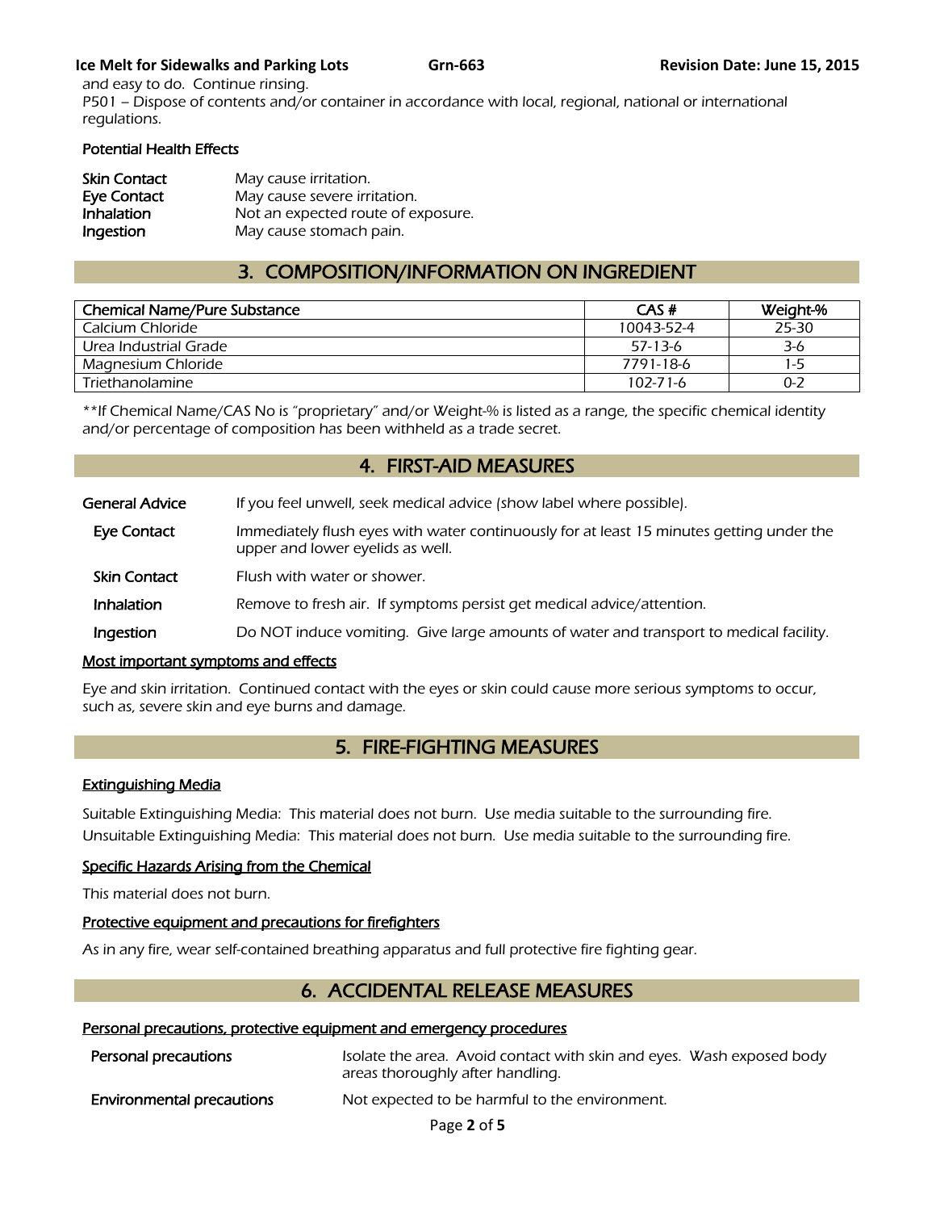and easy to do. Continue rinsing.
P501 – Dispose of contents and/or container in accordance with local, regional, national or international regulations.

**Potential Health Effects**

| | |
|---|---|
| **Skin Contact** | May cause irritation. |
| **Eye Contact** | May cause severe irritation. |
| **Inhalation** | Not an expected route of exposure. |
| **Ingestion** | May cause stomach pain. |

## 3. COMPOSITION/INFORMATION ON INGREDIENT

| Chemical Name/Pure Substance | CAS # | Weight-% |
|---|---|---|
| Calcium Chloride | 10043-52-4 | 25-30 |
| Urea Industrial Grade | 57-13-6 | 3-6 |
| Magnesium Chloride | 7791-18-6 | 1-5 |
| Triethanolamine | 102-71-6 | 0-2 |

**If Chemical Name/CAS No is "proprietary" and/or Weight-% is listed as a range, the specific chemical identity and/or percentage of composition has been withheld as a trade secret.

## 4. FIRST-AID MEASURES

| | |
|---|---|
| **General Advice** | If you feel unwell, seek medical advice (show label where possible). |
| **Eye Contact** | Immediately flush eyes with water continuously for at least 15 minutes getting under the upper and lower eyelids as well. |
| **Skin Contact** | Flush with water or shower. |
| **Inhalation** | Remove to fresh air. If symptoms persist get medical advice/attention. |
| **Ingestion** | Do NOT induce vomiting. Give large amounts of water and transport to medical facility. |

**Most important symptoms and effects**

Eye and skin irritation. Continued contact with the eyes or skin could cause more serious symptoms to occur, such as, severe skin and eye burns and damage.

## 5. FIRE-FIGHTING MEASURES

**Extinguishing Media**

Suitable Extinguishing Media: This material does not burn. Use media suitable to the surrounding fire.
Unsuitable Extinguishing Media: This material does not burn. Use media suitable to the surrounding fire.

**Specific Hazards Arising from the Chemical**

This material does not burn.

**Protective equipment and precautions for firefighters**

As in any fire, wear self-contained breathing apparatus and full protective fire fighting gear.

## 6. ACCIDENTAL RELEASE MEASURES

**Personal precautions, protective equipment and emergency procedures**

| | |
|---|---|
| **Personal precautions** | Isolate the area. Avoid contact with skin and eyes. Wash exposed body areas thoroughly after handling. |
| **Environmental precautions** | Not expected to be harmful to the environment. |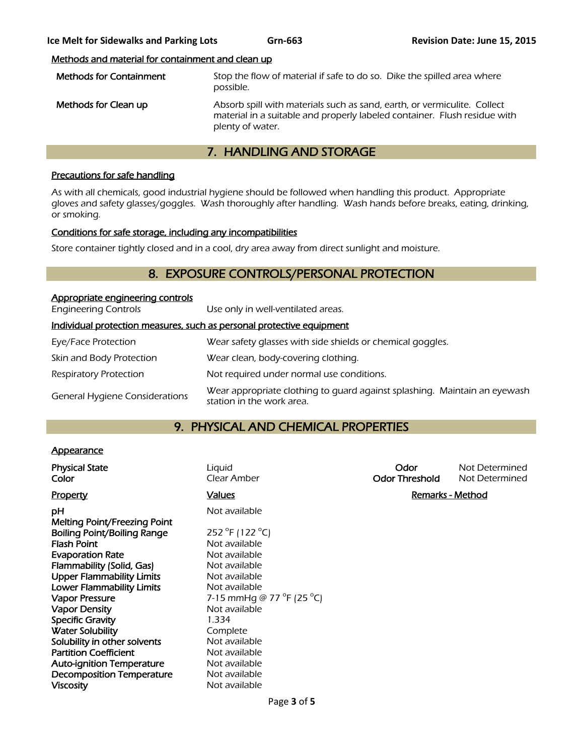Methods and material for containment and clean up

| | |
|---|---|
| **Methods for Containment** | Stop the flow of material if safe to do so. Dike the spilled area where possible. |
| **Methods for Clean up** | Absorb spill with materials such as sand, earth, or vermiculite. Collect material in a suitable and properly labeled container. Flush residue with plenty of water. |

## 7. HANDLING AND STORAGE

Precautions for safe handling

*As with all chemicals, good industrial hygiene should be followed when handling this product. Appropriate gloves and safety glasses/goggles. Wash thoroughly after handling. Wash hands before breaks, eating, drinking, or smoking.*

Conditions for safe storage, including any incompatibilities

*Store container tightly closed and in a cool, dry area away from direct sunlight and moisture.*

## 8. EXPOSURE CONTROLS/PERSONAL PROTECTION

Appropriate engineering controls

| | |
|---|---|
| Engineering Controls | Use only in well-ventilated areas. |

Individual protection measures, such as personal protective equipment

| | |
|---|---|
| Eye/Face Protection | Wear safety glasses with side shields or chemical goggles. |
| Skin and Body Protection | Wear clean, body-covering clothing. |
| Respiratory Protection | Not required under normal use conditions. |
| General Hygiene Considerations | Wear appropriate clothing to guard against splashing. Maintain an eyewash station in the work area. |

## 9. PHYSICAL AND CHEMICAL PROPERTIES

Appearance

| | | | |
|---|---|---|---|
| **Physical State** | Liquid | **Odor** | Not Determined |
| **Color** | Clear Amber | **Odor Threshold** | Not Determined |

| Property | Values | Remarks - Method |
|---|---|---|
| **pH** | Not available | |
| **Melting Point/Freezing Point** | | |
| **Boiling Point/Boiling Range** | 252 °F (122 °C) | |
| **Flash Point** | Not available | |
| **Evaporation Rate** | Not available | |
| **Flammability (Solid, Gas)** | Not available | |
| **Upper Flammability Limits** | Not available | |
| **Lower Flammability Limits** | Not available | |
| **Vapor Pressure** | 7-15 mmHg @ 77 °F (25 °C) | |
| **Vapor Density** | Not available | |
| **Specific Gravity** | 1.334 | |
| **Water Solubility** | Complete | |
| **Solubility in other solvents** | Not available | |
| **Partition Coefficient** | Not available | |
| **Auto-ignition Temperature** | Not available | |
| **Decomposition Temperature** | Not available | |
| **Viscosity** | Not available | |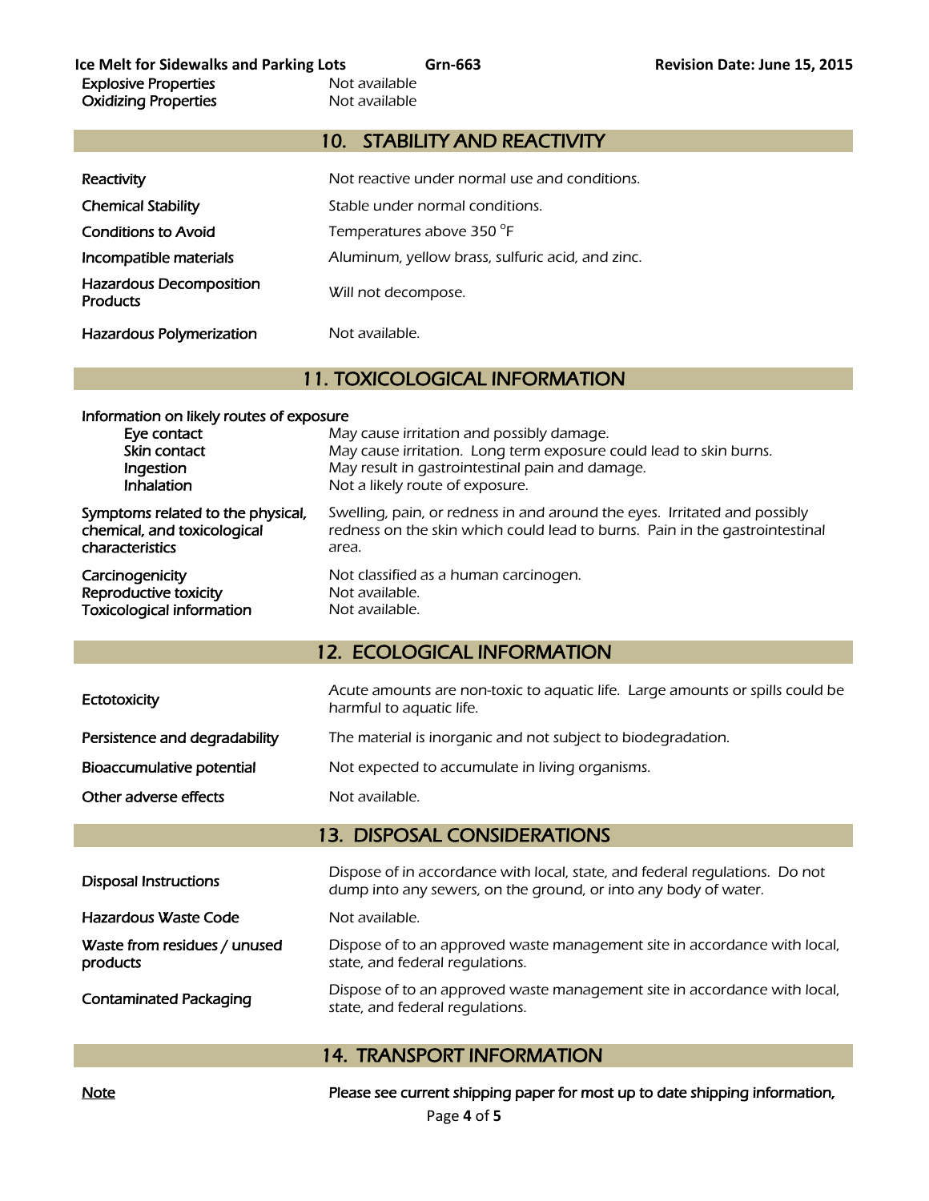| | |
|---|---|
| Explosive Properties | Not available |
| Oxidizing Properties | Not available |

## 10. STABILITY AND REACTIVITY

| | |
|---|---|
| Reactivity | Not reactive under normal use and conditions. |
| Chemical Stability | Stable under normal conditions. |
| Conditions to Avoid | Temperatures above 350 °F |
| Incompatible materials | Aluminum, yellow brass, sulfuric acid, and zinc. |
| Hazardous Decomposition Products | Will not decompose. |
| Hazardous Polymerization | Not available. |

## 11. TOXICOLOGICAL INFORMATION

Information on likely routes of exposure

| | |
|---|---|
| Eye contact | May cause irritation and possibly damage. |
| Skin contact | May cause irritation. Long term exposure could lead to skin burns. |
| Ingestion | May result in gastrointestinal pain and damage. |
| Inhalation | Not a likely route of exposure. |
| Symptoms related to the physical, chemical, and toxicological characteristics | Swelling, pain, or redness in and around the eyes. Irritated and possibly redness on the skin which could lead to burns. Pain in the gastrointestinal area. |
| Carcinogenicity | Not classified as a human carcinogen. |
| Reproductive toxicity | Not available. |
| Toxicological information | Not available. |

## 12. ECOLOGICAL INFORMATION

| | |
|---|---|
| Ectotoxicity | Acute amounts are non-toxic to aquatic life. Large amounts or spills could be harmful to aquatic life. |
| Persistence and degradability | The material is inorganic and not subject to biodegradation. |
| Bioaccumulative potential | Not expected to accumulate in living organisms. |
| Other adverse effects | Not available. |

## 13. DISPOSAL CONSIDERATIONS

| | |
|---|---|
| Disposal Instructions | Dispose of in accordance with local, state, and federal regulations. Do not dump into any sewers, on the ground, or into any body of water. |
| Hazardous Waste Code | Not available. |
| Waste from residues / unused products | Dispose of to an approved waste management site in accordance with local, state, and federal regulations. |
| Contaminated Packaging | Dispose of to an approved waste management site in accordance with local, state, and federal regulations. |

## 14. TRANSPORT INFORMATION

| | |
|---|---|
| Note | Please see current shipping paper for most up to date shipping information, |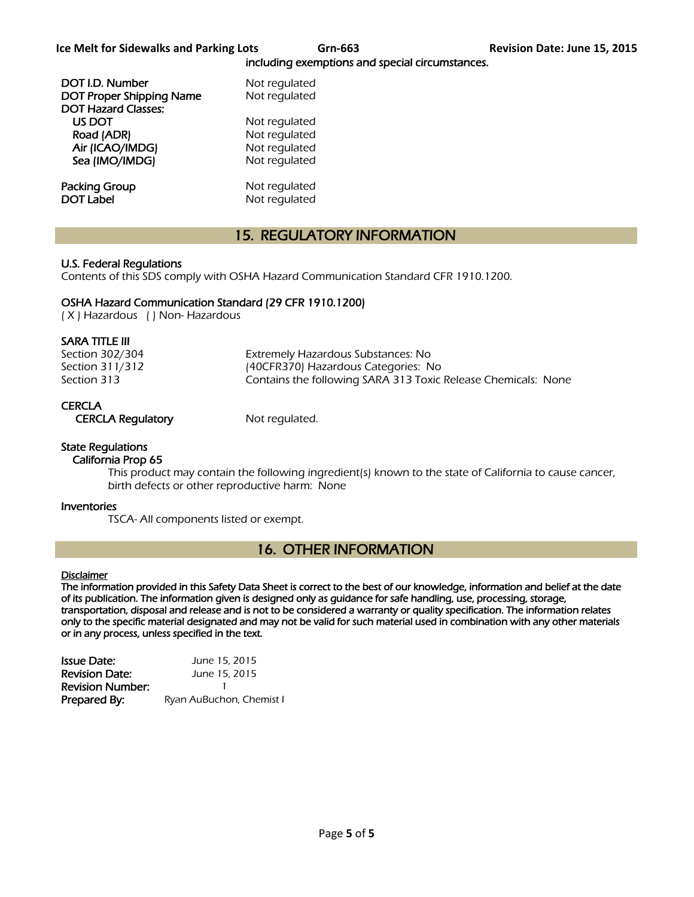including exemptions and special circumstances.

| | |
|---|---|
| **DOT I.D. Number** | Not regulated |
| **DOT Proper Shipping Name** | Not regulated |
| **DOT Hazard Classes:** | |
| **US DOT** | Not regulated |
| **Road (ADR)** | Not regulated |
| **Air (ICAO/IMDG)** | Not regulated |
| **Sea (IMO/IMDG)** | Not regulated |
| **Packing Group** | Not regulated |
| **DOT Label** | Not regulated |

## 15. REGULATORY INFORMATION

**U.S. Federal Regulations**

*Contents of this SDS comply with OSHA Hazard Communication Standard CFR 1910.1200.*

**OSHA Hazard Communication Standard (29 CFR 1910.1200)**

*( X ) Hazardous ( ) Non- Hazardous*

**SARA TITLE III**

| | |
|---|---|
| Section 302/304 | Extremely Hazardous Substances: No |
| Section 311/312 | (40CFR370) Hazardous Categories: No |
| Section 313 | Contains the following SARA 313 Toxic Release Chemicals: None |

**CERCLA**

| | |
|---|---|
| **CERCLA Regulatory** | *Not regulated.* |

**State Regulations**

**California Prop 65**

*This product may contain the following ingredient(s) known to the state of California to cause cancer, birth defects or other reproductive harm: None*

**Inventories**

*TSCA- All components listed or exempt.*

## 16. OTHER INFORMATION

Disclaimer

**The information provided in this Safety Data Sheet is correct to the best of our knowledge, information and belief at the date of its publication. The information given is designed only as guidance for safe handling, use, processing, storage, transportation, disposal and release and is not to be considered a warranty or quality specification. The information relates only to the specific material designated and may not be valid for such material used in combination with any other materials or in any process, unless specified in the text.**

| | |
|---|---|
| **Issue Date:** | June 15, 2015 |
| **Revision Date:** | June 15, 2015 |
| **Revision Number:** | 1 |
| **Prepared By:** | Ryan AuBuchon, Chemist I |